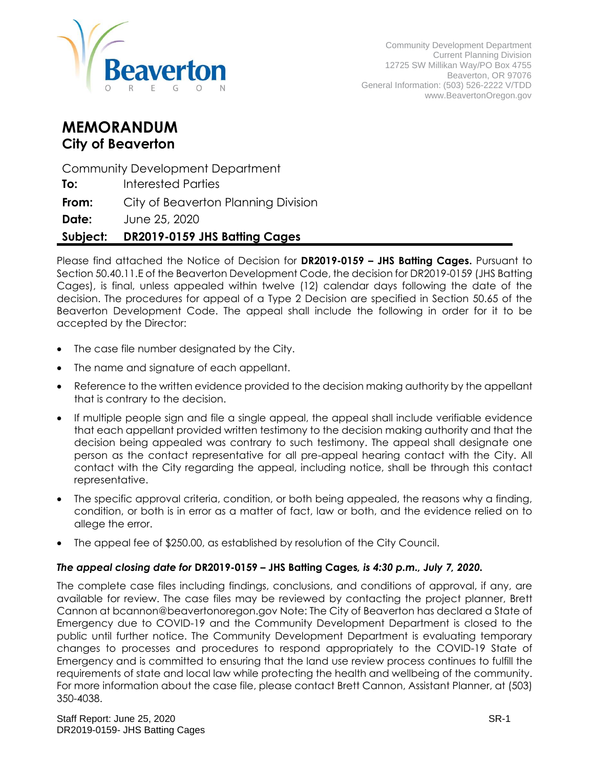Community Development Department
Current Planning Division
12725 SW Millikan Way/PO Box 4755
Beaverton, OR 97076
General Information: (503) 526-2222 V/TDD
www.BeavertonOregon.gov

# MEMORANDUM
## City of Beaverton

Community Development Department

**To:** Interested Parties

**From:** City of Beaverton Planning Division

**Date:** June 25, 2020

**Subject: DR2019-0159 JHS Batting Cages**

Please find attached the Notice of Decision for **DR2019-0159 – JHS Batting Cages.** Pursuant to Section 50.40.11.E of the Beaverton Development Code, the decision for DR2019-0159 (JHS Batting Cages), is final, unless appealed within twelve (12) calendar days following the date of the decision. The procedures for appeal of a Type 2 Decision are specified in Section 50.65 of the Beaverton Development Code. The appeal shall include the following in order for it to be accepted by the Director:

- The case file number designated by the City.
- The name and signature of each appellant.
- Reference to the written evidence provided to the decision making authority by the appellant that is contrary to the decision.
- If multiple people sign and file a single appeal, the appeal shall include verifiable evidence that each appellant provided written testimony to the decision making authority and that the decision being appealed was contrary to such testimony. The appeal shall designate one person as the contact representative for all pre-appeal hearing contact with the City. All contact with the City regarding the appeal, including notice, shall be through this contact representative.
- The specific approval criteria, condition, or both being appealed, the reasons why a finding, condition, or both is in error as a matter of fact, law or both, and the evidence relied on to allege the error.
- The appeal fee of $250.00, as established by resolution of the City Council.

***The appeal closing date for* DR2019-0159 – JHS Batting Cages*, is 4:30 p.m., July 7, 2020.***

The complete case files including findings, conclusions, and conditions of approval, if any, are available for review. The case files may be reviewed by contacting the project planner, Brett Cannon at bcannon@beavertonoregon.gov Note: The City of Beaverton has declared a State of Emergency due to COVID-19 and the Community Development Department is closed to the public until further notice. The Community Development Department is evaluating temporary changes to processes and procedures to respond appropriately to the COVID-19 State of Emergency and is committed to ensuring that the land use review process continues to fulfill the requirements of state and local law while protecting the health and wellbeing of the community. For more information about the case file, please contact Brett Cannon, Assistant Planner, at (503) 350-4038.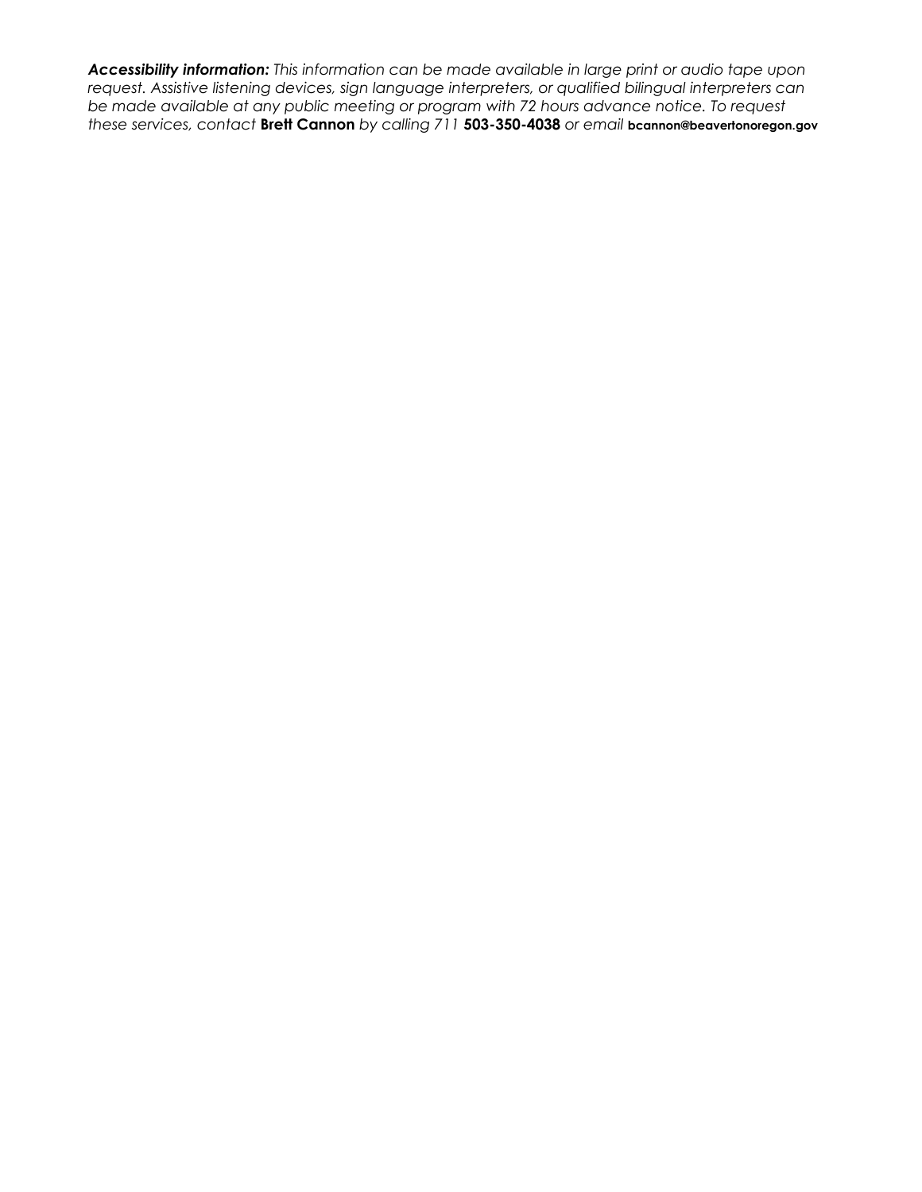***Accessibility information:*** *This information can be made available in large print or audio tape upon request. Assistive listening devices, sign language interpreters, or qualified bilingual interpreters can be made available at any public meeting or program with 72 hours advance notice. To request these services, contact* **Brett Cannon** *by calling 711* **503-350-4038** *or email* **bcannon@beavertonoregon.gov**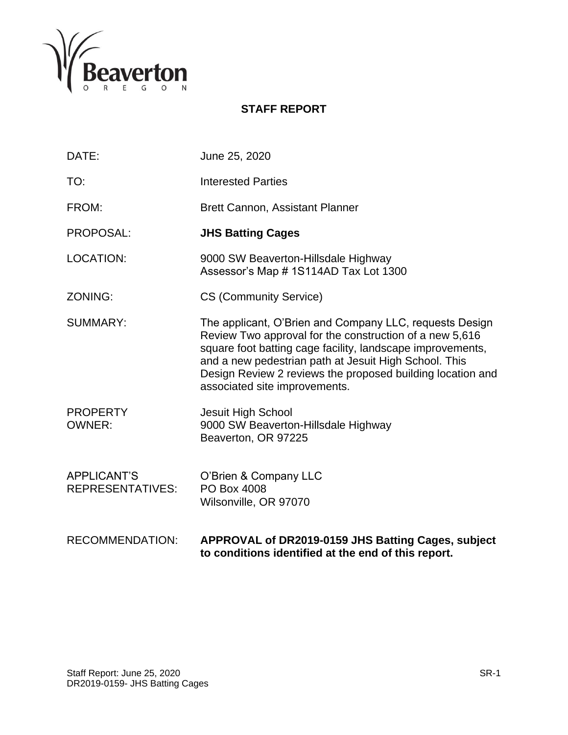# STAFF REPORT

| | |
|---|---|
| DATE: | June 25, 2020 |
| TO: | Interested Parties |
| FROM: | Brett Cannon, Assistant Planner |
| PROPOSAL: | **JHS Batting Cages** |
| LOCATION: | 9000 SW Beaverton-Hillsdale Highway<br>Assessor's Map # 1S114AD Tax Lot 1300 |
| ZONING: | CS (Community Service) |
| SUMMARY: | The applicant, O'Brien and Company LLC, requests Design Review Two approval for the construction of a new 5,616 square foot batting cage facility, landscape improvements, and a new pedestrian path at Jesuit High School. This Design Review 2 reviews the proposed building location and associated site improvements. |
| PROPERTY OWNER: | Jesuit High School<br>9000 SW Beaverton-Hillsdale Highway<br>Beaverton, OR 97225 |
| APPLICANT'S REPRESENTATIVES: | O'Brien & Company LLC<br>PO Box 4008<br>Wilsonville, OR 97070 |
| RECOMMENDATION: | **APPROVAL of DR2019-0159 JHS Batting Cages, subject to conditions identified at the end of this report.** |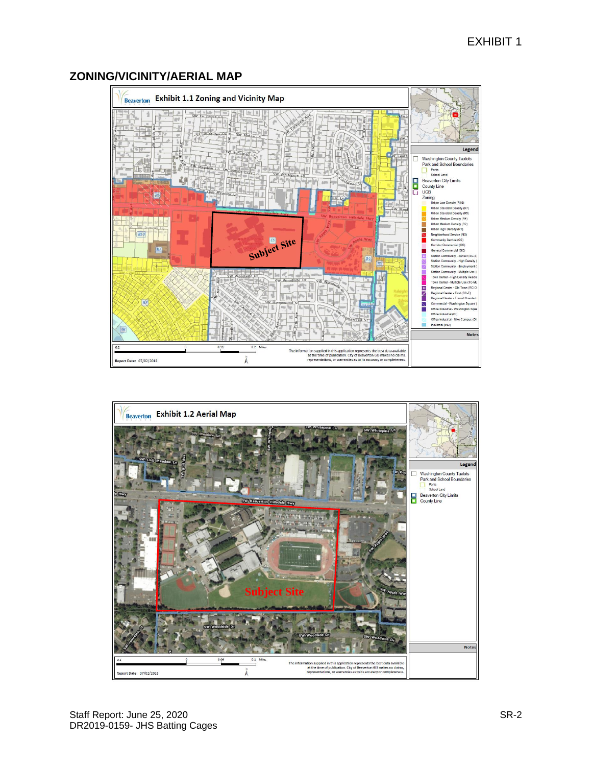EXHIBIT 1

## ZONING/VICINITY/AERIAL MAP

Exhibit 1.1 Zoning and Vicinity Map

Exhibit 1.2 Aerial Map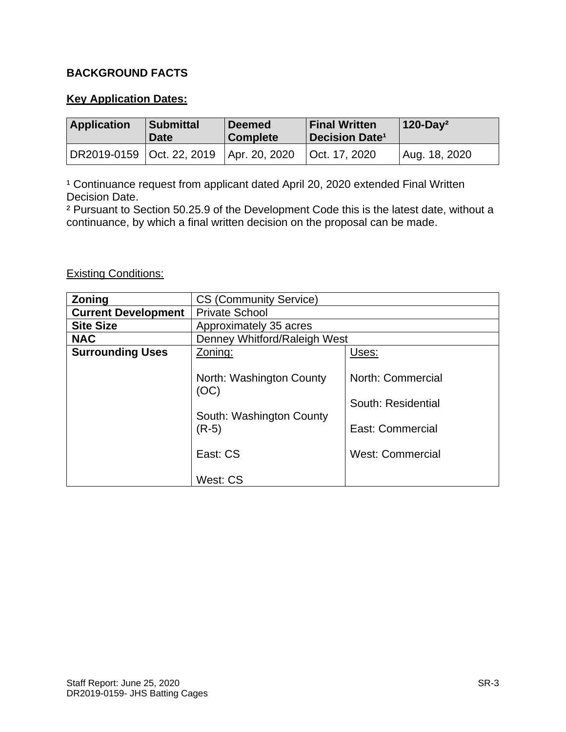## BACKGROUND FACTS

### Key Application Dates:

| Application | Submittal Date | Deemed Complete | Final Written Decision Date[1] | 120-Day[2] |
|---|---|---|---|---|
| DR2019-0159 | Oct. 22, 2019 | Apr. 20, 2020 | Oct. 17, 2020 | Aug. 18, 2020 |

[1] Continuance request from applicant dated April 20, 2020 extended Final Written Decision Date.
[2] Pursuant to Section 50.25.9 of the Development Code this is the latest date, without a continuance, by which a final written decision on the proposal can be made.

### Existing Conditions:

| | | |
|---|---|---|
| **Zoning** | CS (Community Service) | |
| **Current Development** | Private School | |
| **Site Size** | Approximately 35 acres | |
| **NAC** | Denney Whitford/Raleigh West | |
| **Surrounding Uses** | Zoning:<br><br>North: Washington County (OC)<br><br>South: Washington County (R-5)<br><br>East: CS<br><br>West: CS | Uses:<br><br>North: Commercial<br><br>South: Residential<br><br>East: Commercial<br><br>West: Commercial |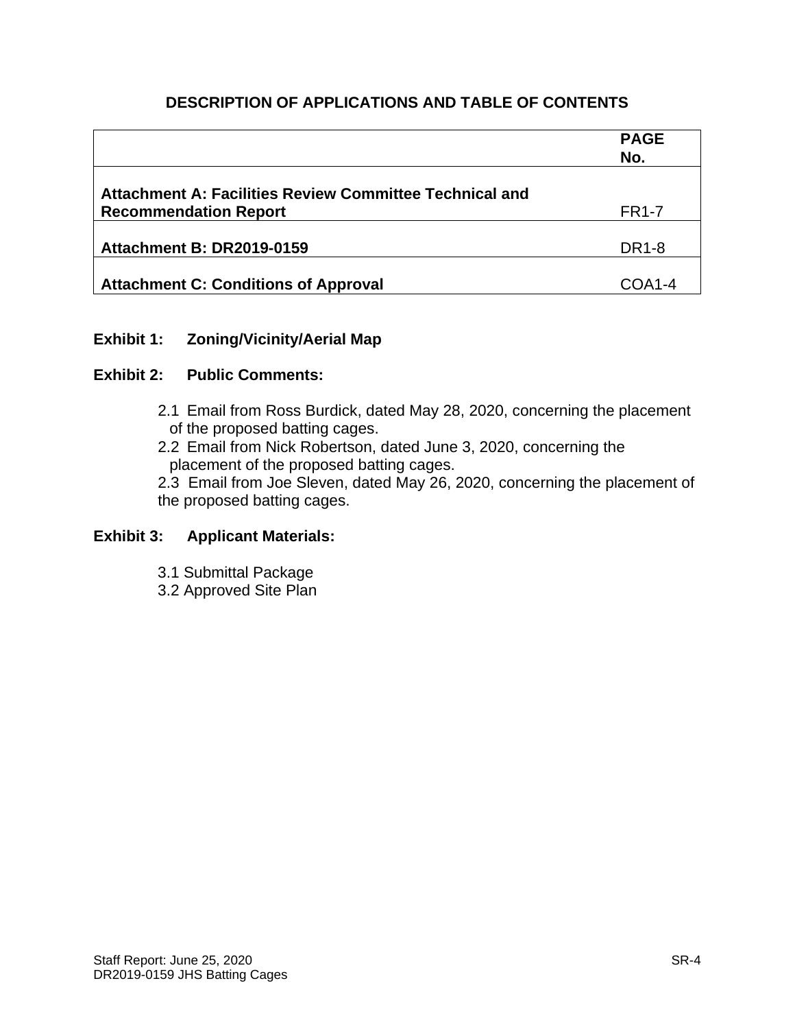## DESCRIPTION OF APPLICATIONS AND TABLE OF CONTENTS

| | PAGE No. |
|---|---|
| **Attachment A: Facilities Review Committee Technical and Recommendation Report** | FR1-7 |
| **Attachment B: DR2019-0159** | DR1-8 |
| **Attachment C: Conditions of Approval** | COA1-4 |

**Exhibit 1: Zoning/Vicinity/Aerial Map**

**Exhibit 2: Public Comments:**

2.1 Email from Ross Burdick, dated May 28, 2020, concerning the placement of the proposed batting cages.
2.2 Email from Nick Robertson, dated June 3, 2020, concerning the placement of the proposed batting cages.
2.3 Email from Joe Sleven, dated May 26, 2020, concerning the placement of the proposed batting cages.

**Exhibit 3: Applicant Materials:**

3.1 Submittal Package
3.2 Approved Site Plan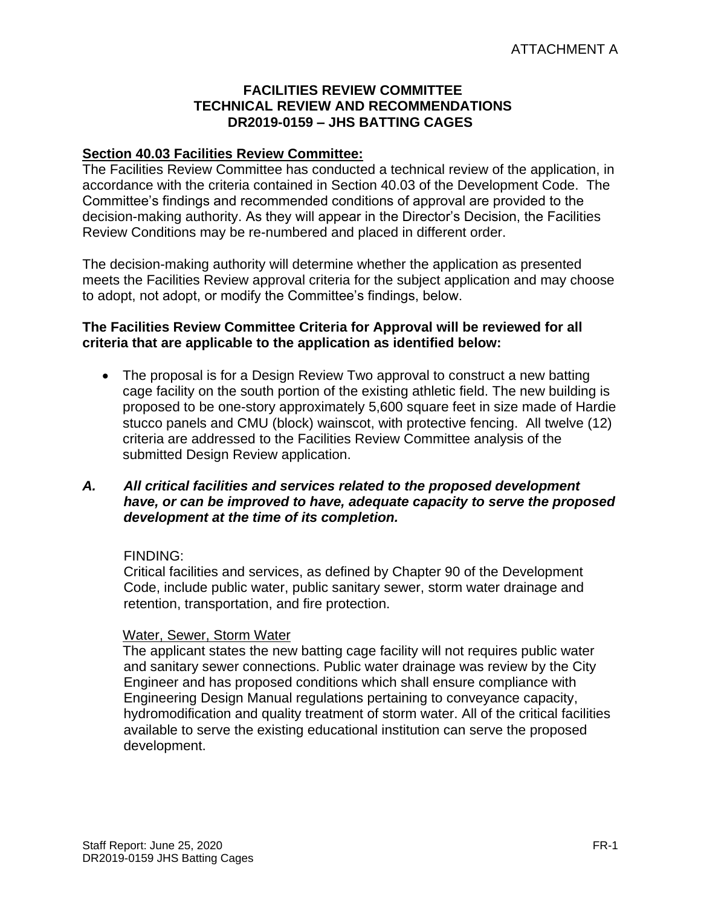ATTACHMENT A

**FACILITIES REVIEW COMMITTEE**
**TECHNICAL REVIEW AND RECOMMENDATIONS**
**DR2019-0159 – JHS BATTING CAGES**

**Section 40.03 Facilities Review Committee:**
The Facilities Review Committee has conducted a technical review of the application, in accordance with the criteria contained in Section 40.03 of the Development Code. The Committee's findings and recommended conditions of approval are provided to the decision-making authority. As they will appear in the Director's Decision, the Facilities Review Conditions may be re-numbered and placed in different order.

The decision-making authority will determine whether the application as presented meets the Facilities Review approval criteria for the subject application and may choose to adopt, not adopt, or modify the Committee's findings, below.

**The Facilities Review Committee Criteria for Approval will be reviewed for all criteria that are applicable to the application as identified below:**

- The proposal is for a Design Review Two approval to construct a new batting cage facility on the south portion of the existing athletic field. The new building is proposed to be one-story approximately 5,600 square feet in size made of Hardie stucco panels and CMU (block) wainscot, with protective fencing. All twelve (12) criteria are addressed to the Facilities Review Committee analysis of the submitted Design Review application.

***A. All critical facilities and services related to the proposed development have, or can be improved to have, adequate capacity to serve the proposed development at the time of its completion.***

FINDING:
Critical facilities and services, as defined by Chapter 90 of the Development Code, include public water, public sanitary sewer, storm water drainage and retention, transportation, and fire protection.

Water, Sewer, Storm Water
The applicant states the new batting cage facility will not requires public water and sanitary sewer connections. Public water drainage was review by the City Engineer and has proposed conditions which shall ensure compliance with Engineering Design Manual regulations pertaining to conveyance capacity, hydromodification and quality treatment of storm water. All of the critical facilities available to serve the existing educational institution can serve the proposed development.

Staff Report: June 25, 2020
DR2019-0159 JHS Batting Cages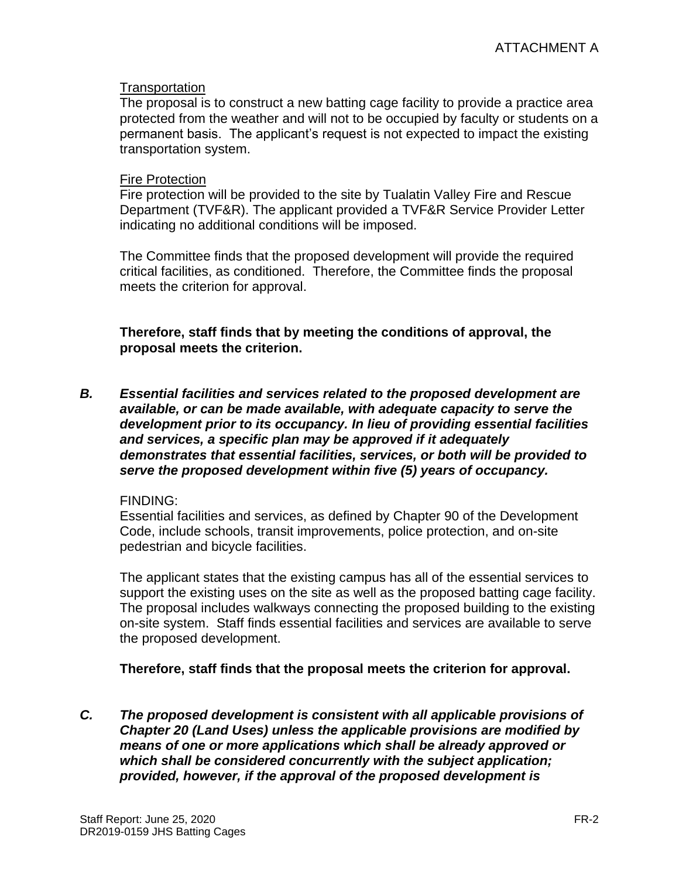Transportation

The proposal is to construct a new batting cage facility to provide a practice area protected from the weather and will not to be occupied by faculty or students on a permanent basis. The applicant's request is not expected to impact the existing transportation system.

Fire Protection

Fire protection will be provided to the site by Tualatin Valley Fire and Rescue Department (TVF&R). The applicant provided a TVF&R Service Provider Letter indicating no additional conditions will be imposed.

The Committee finds that the proposed development will provide the required critical facilities, as conditioned. Therefore, the Committee finds the proposal meets the criterion for approval.

**Therefore, staff finds that by meeting the conditions of approval, the proposal meets the criterion.**

***B. Essential facilities and services related to the proposed development are available, or can be made available, with adequate capacity to serve the development prior to its occupancy. In lieu of providing essential facilities and services, a specific plan may be approved if it adequately demonstrates that essential facilities, services, or both will be provided to serve the proposed development within five (5) years of occupancy.***

FINDING:

Essential facilities and services, as defined by Chapter 90 of the Development Code, include schools, transit improvements, police protection, and on-site pedestrian and bicycle facilities.

The applicant states that the existing campus has all of the essential services to support the existing uses on the site as well as the proposed batting cage facility. The proposal includes walkways connecting the proposed building to the existing on-site system. Staff finds essential facilities and services are available to serve the proposed development.

**Therefore, staff finds that the proposal meets the criterion for approval.**

***C. The proposed development is consistent with all applicable provisions of Chapter 20 (Land Uses) unless the applicable provisions are modified by means of one or more applications which shall be already approved or which shall be considered concurrently with the subject application; provided, however, if the approval of the proposed development is***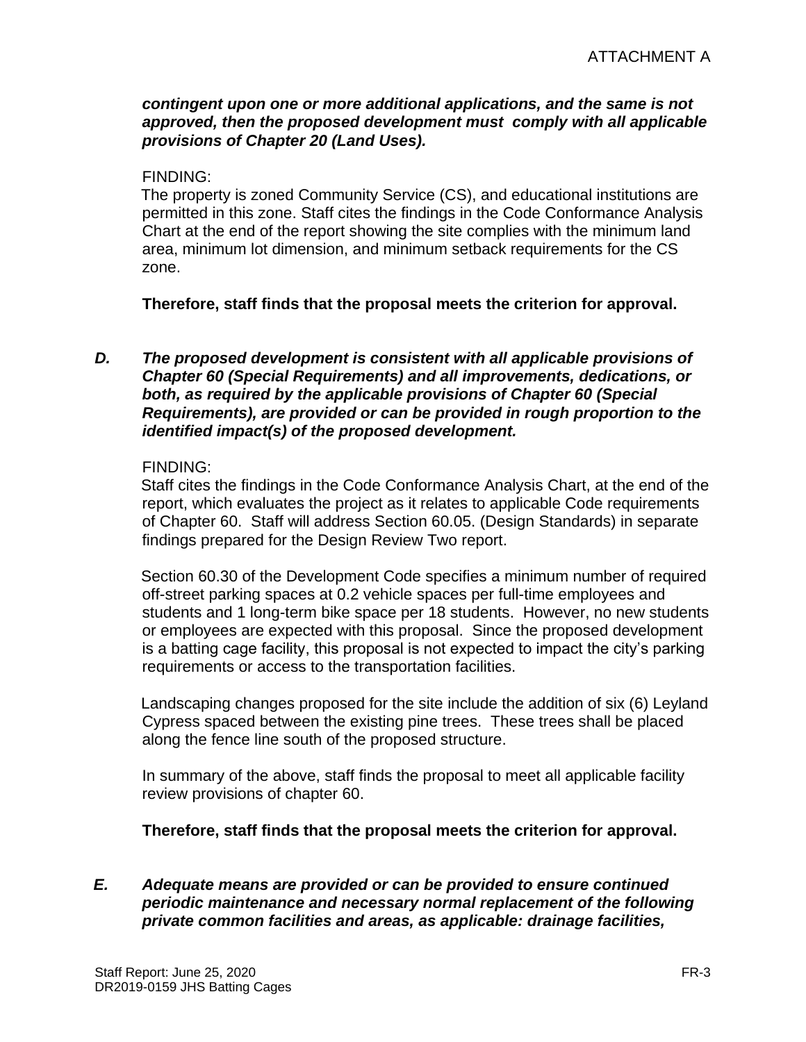***contingent upon one or more additional applications, and the same is not approved, then the proposed development must comply with all applicable provisions of Chapter 20 (Land Uses).***

FINDING:
The property is zoned Community Service (CS), and educational institutions are permitted in this zone. Staff cites the findings in the Code Conformance Analysis Chart at the end of the report showing the site complies with the minimum land area, minimum lot dimension, and minimum setback requirements for the CS zone.

**Therefore, staff finds that the proposal meets the criterion for approval.**

***D. The proposed development is consistent with all applicable provisions of Chapter 60 (Special Requirements) and all improvements, dedications, or both, as required by the applicable provisions of Chapter 60 (Special Requirements), are provided or can be provided in rough proportion to the identified impact(s) of the proposed development.***

FINDING:
Staff cites the findings in the Code Conformance Analysis Chart, at the end of the report, which evaluates the project as it relates to applicable Code requirements of Chapter 60. Staff will address Section 60.05. (Design Standards) in separate findings prepared for the Design Review Two report.

Section 60.30 of the Development Code specifies a minimum number of required off-street parking spaces at 0.2 vehicle spaces per full-time employees and students and 1 long-term bike space per 18 students. However, no new students or employees are expected with this proposal. Since the proposed development is a batting cage facility, this proposal is not expected to impact the city's parking requirements or access to the transportation facilities.

Landscaping changes proposed for the site include the addition of six (6) Leyland Cypress spaced between the existing pine trees. These trees shall be placed along the fence line south of the proposed structure.

In summary of the above, staff finds the proposal to meet all applicable facility review provisions of chapter 60.

**Therefore, staff finds that the proposal meets the criterion for approval.**

***E. Adequate means are provided or can be provided to ensure continued periodic maintenance and necessary normal replacement of the following private common facilities and areas, as applicable: drainage facilities,***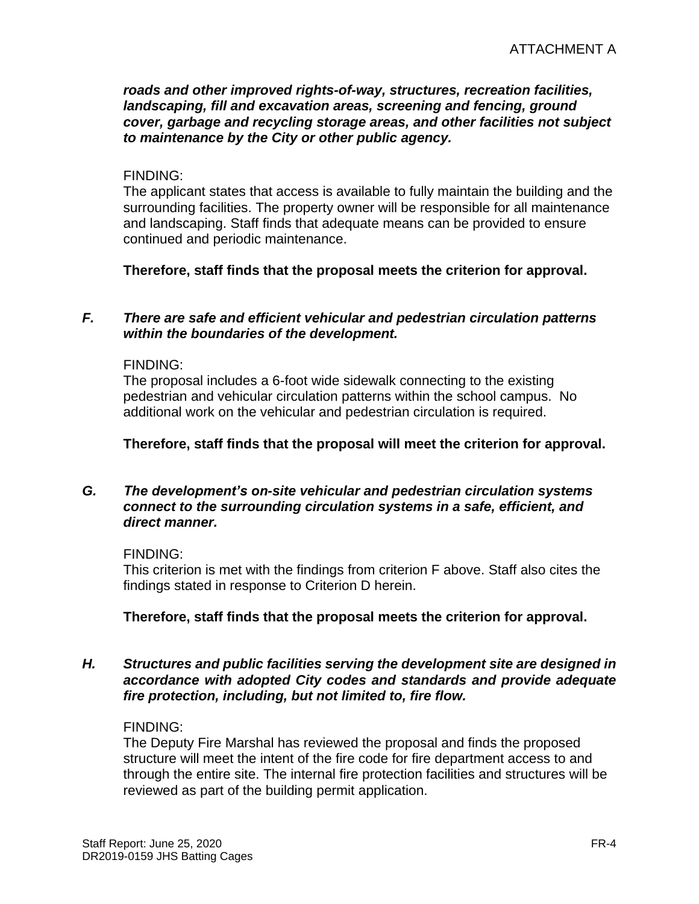***roads and other improved rights-of-way, structures, recreation facilities, landscaping, fill and excavation areas, screening and fencing, ground cover, garbage and recycling storage areas, and other facilities not subject to maintenance by the City or other public agency.***

FINDING:
The applicant states that access is available to fully maintain the building and the surrounding facilities. The property owner will be responsible for all maintenance and landscaping. Staff finds that adequate means can be provided to ensure continued and periodic maintenance.

**Therefore, staff finds that the proposal meets the criterion for approval.**

***F. There are safe and efficient vehicular and pedestrian circulation patterns within the boundaries of the development.***

FINDING:
The proposal includes a 6-foot wide sidewalk connecting to the existing pedestrian and vehicular circulation patterns within the school campus. No additional work on the vehicular and pedestrian circulation is required.

**Therefore, staff finds that the proposal will meet the criterion for approval.**

***G. The development's on-site vehicular and pedestrian circulation systems connect to the surrounding circulation systems in a safe, efficient, and direct manner.***

FINDING:
This criterion is met with the findings from criterion F above. Staff also cites the findings stated in response to Criterion D herein.

**Therefore, staff finds that the proposal meets the criterion for approval.**

***H. Structures and public facilities serving the development site are designed in accordance with adopted City codes and standards and provide adequate fire protection, including, but not limited to, fire flow.***

FINDING:
The Deputy Fire Marshal has reviewed the proposal and finds the proposed structure will meet the intent of the fire code for fire department access to and through the entire site. The internal fire protection facilities and structures will be reviewed as part of the building permit application.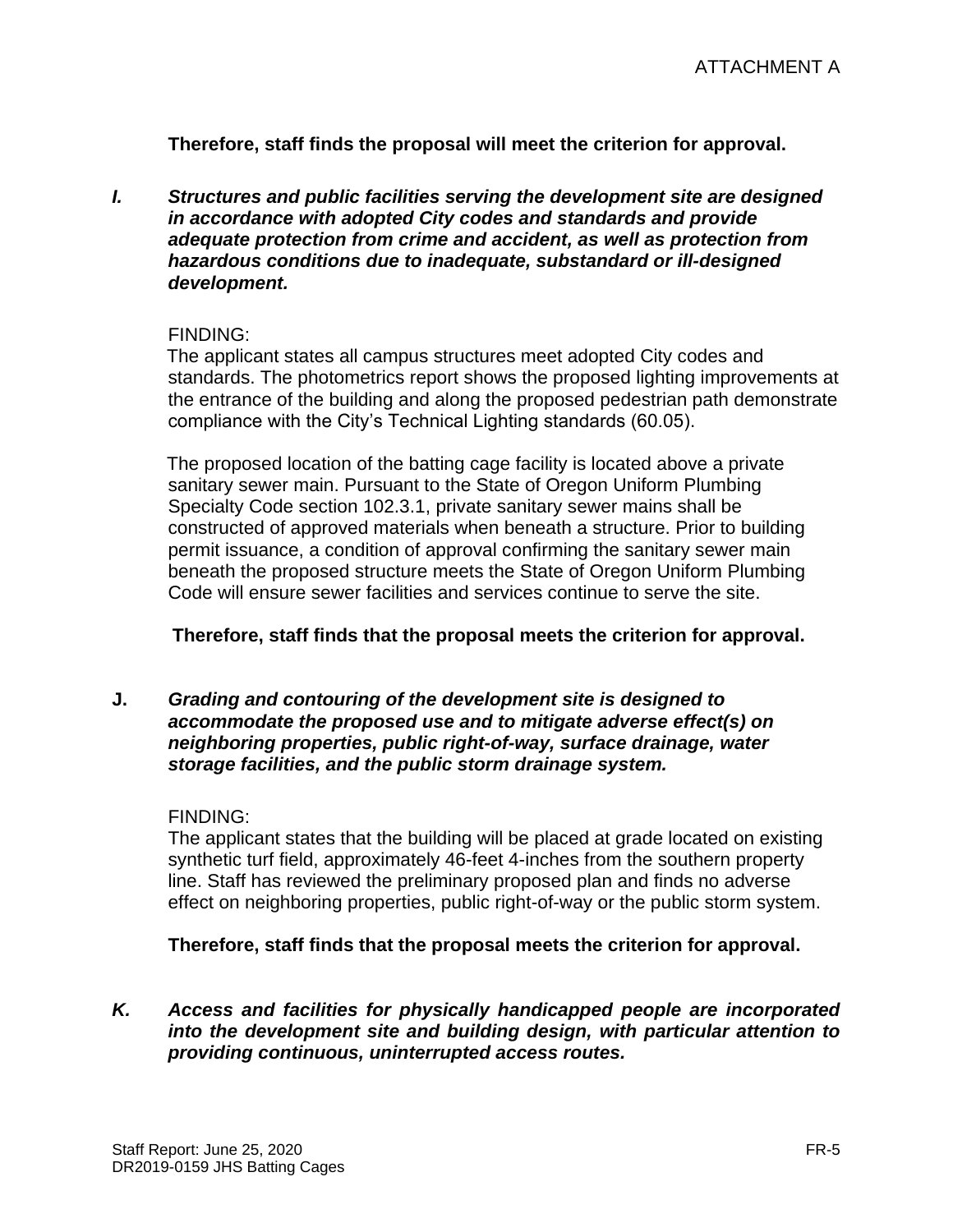**Therefore, staff finds the proposal will meet the criterion for approval.**

***I. Structures and public facilities serving the development site are designed in accordance with adopted City codes and standards and provide adequate protection from crime and accident, as well as protection from hazardous conditions due to inadequate, substandard or ill-designed development.***

FINDING:

The applicant states all campus structures meet adopted City codes and standards. The photometrics report shows the proposed lighting improvements at the entrance of the building and along the proposed pedestrian path demonstrate compliance with the City's Technical Lighting standards (60.05).

The proposed location of the batting cage facility is located above a private sanitary sewer main. Pursuant to the State of Oregon Uniform Plumbing Specialty Code section 102.3.1, private sanitary sewer mains shall be constructed of approved materials when beneath a structure. Prior to building permit issuance, a condition of approval confirming the sanitary sewer main beneath the proposed structure meets the State of Oregon Uniform Plumbing Code will ensure sewer facilities and services continue to serve the site.

**Therefore, staff finds that the proposal meets the criterion for approval.**

***J. Grading and contouring of the development site is designed to accommodate the proposed use and to mitigate adverse effect(s) on neighboring properties, public right-of-way, surface drainage, water storage facilities, and the public storm drainage system.***

FINDING:

The applicant states that the building will be placed at grade located on existing synthetic turf field, approximately 46-feet 4-inches from the southern property line. Staff has reviewed the preliminary proposed plan and finds no adverse effect on neighboring properties, public right-of-way or the public storm system.

**Therefore, staff finds that the proposal meets the criterion for approval.**

***K. Access and facilities for physically handicapped people are incorporated into the development site and building design, with particular attention to providing continuous, uninterrupted access routes.***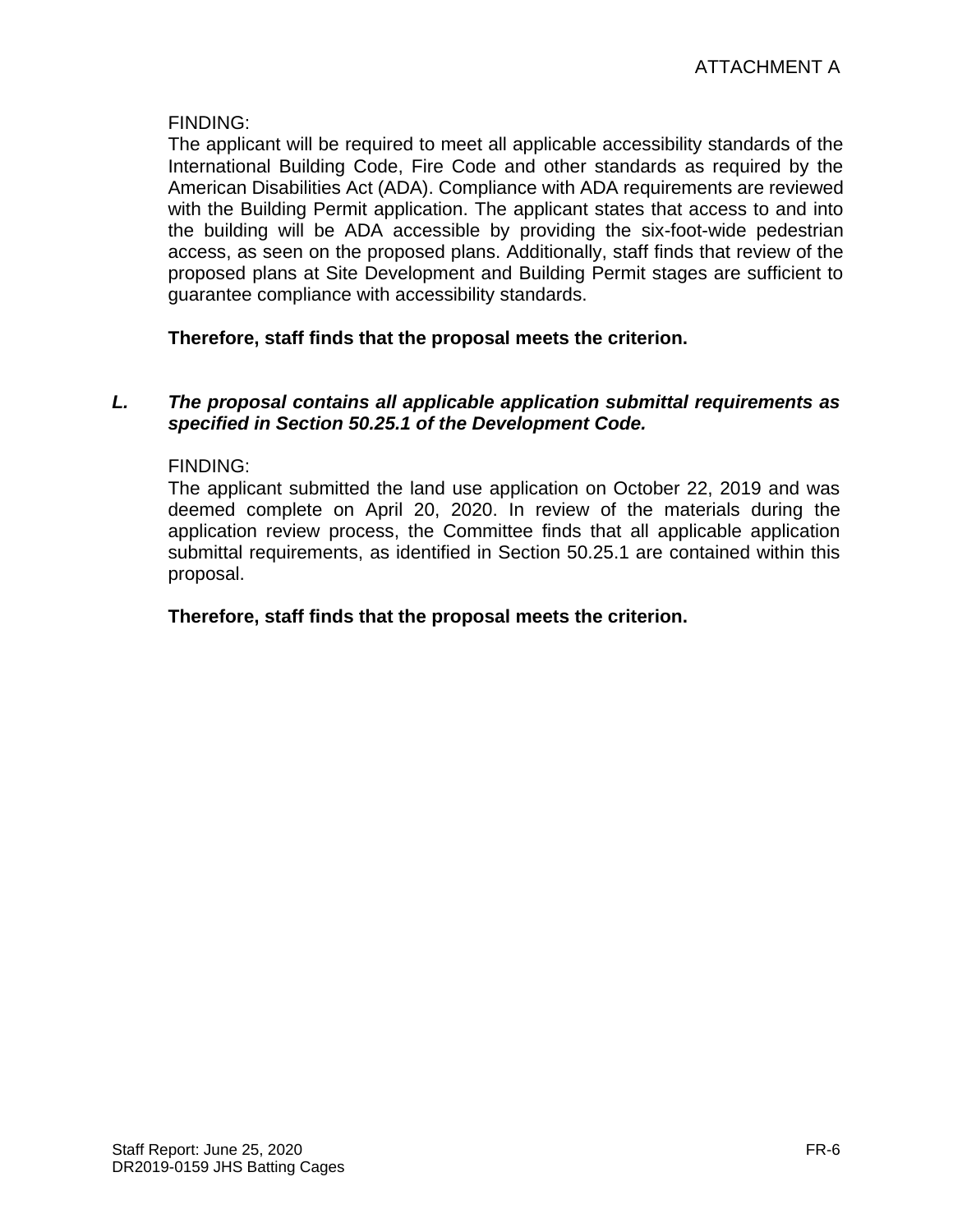FINDING:

The applicant will be required to meet all applicable accessibility standards of the International Building Code, Fire Code and other standards as required by the American Disabilities Act (ADA). Compliance with ADA requirements are reviewed with the Building Permit application. The applicant states that access to and into the building will be ADA accessible by providing the six-foot-wide pedestrian access, as seen on the proposed plans. Additionally, staff finds that review of the proposed plans at Site Development and Building Permit stages are sufficient to guarantee compliance with accessibility standards.

**Therefore, staff finds that the proposal meets the criterion.**

***L. The proposal contains all applicable application submittal requirements as specified in Section 50.25.1 of the Development Code.***

FINDING:

The applicant submitted the land use application on October 22, 2019 and was deemed complete on April 20, 2020. In review of the materials during the application review process, the Committee finds that all applicable application submittal requirements, as identified in Section 50.25.1 are contained within this proposal.

**Therefore, staff finds that the proposal meets the criterion.**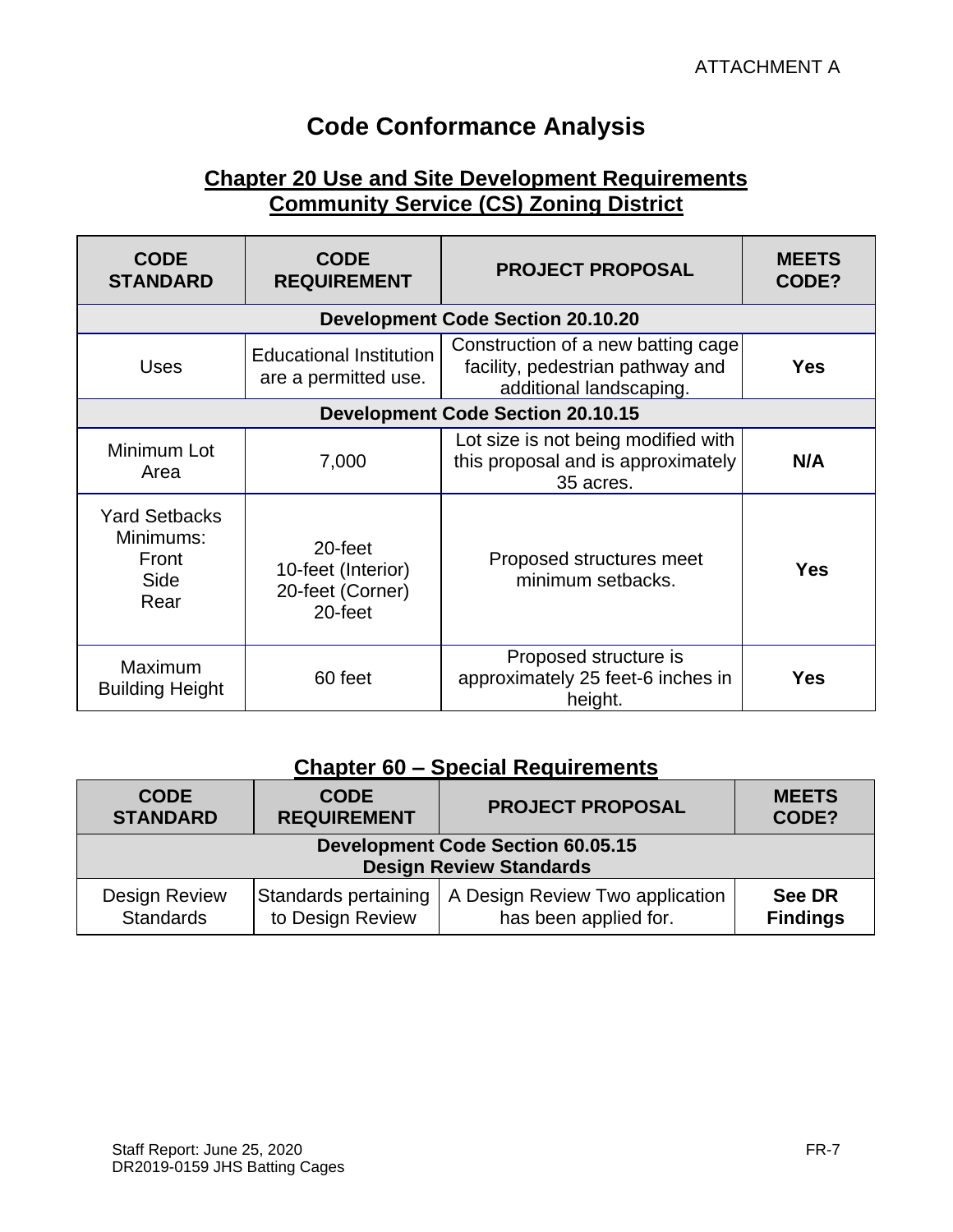ATTACHMENT A

# Code Conformance Analysis

## Chapter 20 Use and Site Development Requirements Community Service (CS) Zoning District

| CODE STANDARD | CODE REQUIREMENT | PROJECT PROPOSAL | MEETS CODE? |
|---|---|---|---|
| **Development Code Section 20.10.20** | | | |
| Uses | Educational Institution are a permitted use. | Construction of a new batting cage facility, pedestrian pathway and additional landscaping. | **Yes** |
| **Development Code Section 20.10.15** | | | |
| Minimum Lot Area | 7,000 | Lot size is not being modified with this proposal and is approximately 35 acres. | **N/A** |
| Yard Setbacks Minimums:<br>Front<br>Side<br>Rear | 20-feet<br>10-feet (Interior)<br>20-feet (Corner)<br>20-feet | Proposed structures meet minimum setbacks. | **Yes** |
| Maximum Building Height | 60 feet | Proposed structure is approximately 25 feet-6 inches in height. | **Yes** |

## Chapter 60 – Special Requirements

| CODE STANDARD | CODE REQUIREMENT | PROJECT PROPOSAL | MEETS CODE? |
|---|---|---|---|
| **Development Code Section 60.05.15 Design Review Standards** | | | |
| Design Review Standards | Standards pertaining to Design Review | A Design Review Two application has been applied for. | **See DR Findings** |

Staff Report: June 25, 2020
DR2019-0159 JHS Batting Cages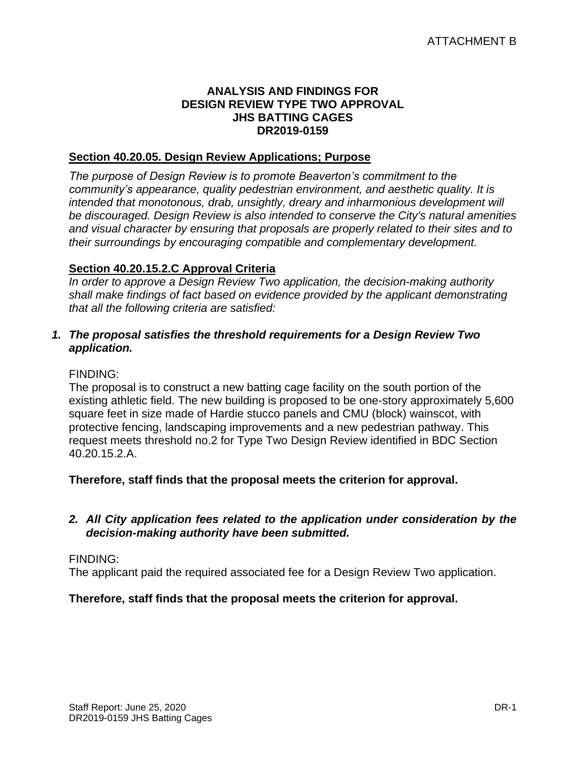ATTACHMENT B

# ANALYSIS AND FINDINGS FOR DESIGN REVIEW TYPE TWO APPROVAL JHS BATTING CAGES DR2019-0159

**Section 40.20.05. Design Review Applications; Purpose**

*The purpose of Design Review is to promote Beaverton's commitment to the community's appearance, quality pedestrian environment, and aesthetic quality. It is intended that monotonous, drab, unsightly, dreary and inharmonious development will be discouraged. Design Review is also intended to conserve the City's natural amenities and visual character by ensuring that proposals are properly related to their sites and to their surroundings by encouraging compatible and complementary development.*

**Section 40.20.15.2.C Approval Criteria**

*In order to approve a Design Review Two application, the decision-making authority shall make findings of fact based on evidence provided by the applicant demonstrating that all the following criteria are satisfied:*

1. ***The proposal satisfies the threshold requirements for a Design Review Two application.***

FINDING:

The proposal is to construct a new batting cage facility on the south portion of the existing athletic field. The new building is proposed to be one-story approximately 5,600 square feet in size made of Hardie stucco panels and CMU (block) wainscot, with protective fencing, landscaping improvements and a new pedestrian pathway. This request meets threshold no.2 for Type Two Design Review identified in BDC Section 40.20.15.2.A.

**Therefore, staff finds that the proposal meets the criterion for approval.**

2. ***All City application fees related to the application under consideration by the decision-making authority have been submitted.***

FINDING:

The applicant paid the required associated fee for a Design Review Two application.

**Therefore, staff finds that the proposal meets the criterion for approval.**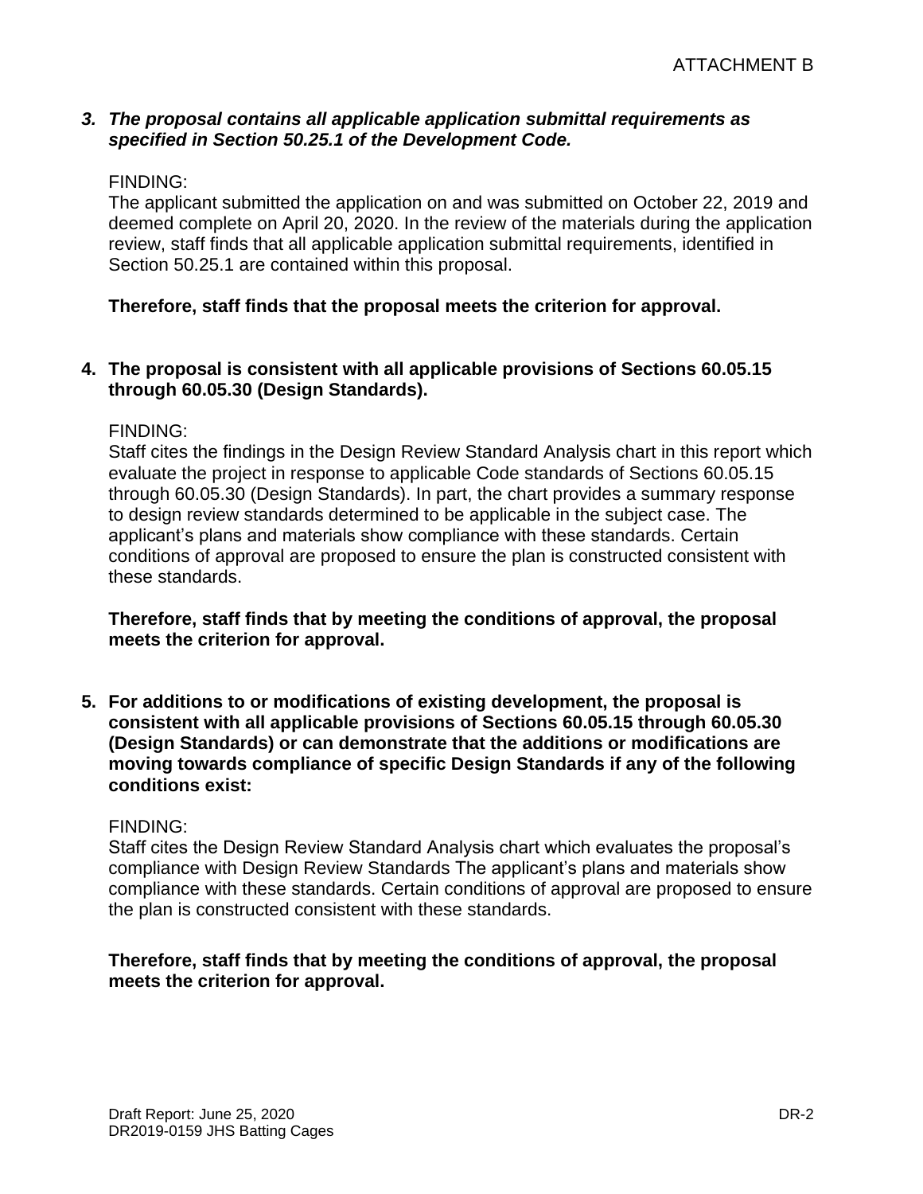*3. The proposal contains all applicable application submittal requirements as specified in Section 50.25.1 of the Development Code.*

FINDING:
The applicant submitted the application on and was submitted on October 22, 2019 and deemed complete on April 20, 2020. In the review of the materials during the application review, staff finds that all applicable application submittal requirements, identified in Section 50.25.1 are contained within this proposal.

**Therefore, staff finds that the proposal meets the criterion for approval.**

**4. The proposal is consistent with all applicable provisions of Sections 60.05.15 through 60.05.30 (Design Standards).**

FINDING:
Staff cites the findings in the Design Review Standard Analysis chart in this report which evaluate the project in response to applicable Code standards of Sections 60.05.15 through 60.05.30 (Design Standards). In part, the chart provides a summary response to design review standards determined to be applicable in the subject case. The applicant's plans and materials show compliance with these standards. Certain conditions of approval are proposed to ensure the plan is constructed consistent with these standards.

**Therefore, staff finds that by meeting the conditions of approval, the proposal meets the criterion for approval.**

**5. For additions to or modifications of existing development, the proposal is consistent with all applicable provisions of Sections 60.05.15 through 60.05.30 (Design Standards) or can demonstrate that the additions or modifications are moving towards compliance of specific Design Standards if any of the following conditions exist:**

FINDING:
Staff cites the Design Review Standard Analysis chart which evaluates the proposal's compliance with Design Review Standards The applicant's plans and materials show compliance with these standards. Certain conditions of approval are proposed to ensure the plan is constructed consistent with these standards.

**Therefore, staff finds that by meeting the conditions of approval, the proposal meets the criterion for approval.**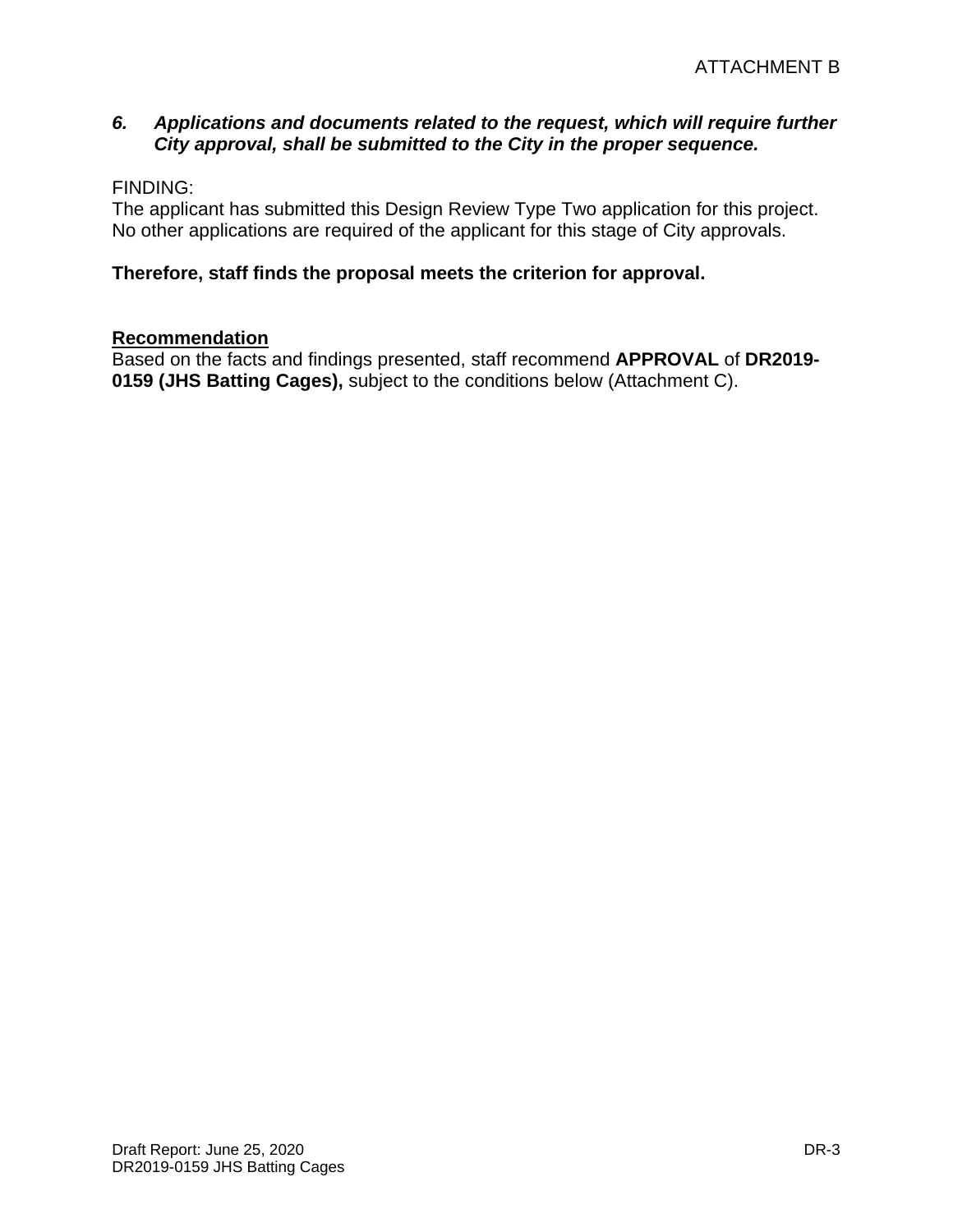ATTACHMENT B

6. ***Applications and documents related to the request, which will require further City approval, shall be submitted to the City in the proper sequence.***

FINDING:
The applicant has submitted this Design Review Type Two application for this project. No other applications are required of the applicant for this stage of City approvals.

**Therefore, staff finds the proposal meets the criterion for approval.**

**Recommendation**
Based on the facts and findings presented, staff recommend **APPROVAL** of **DR2019-0159 (JHS Batting Cages),** subject to the conditions below (Attachment C).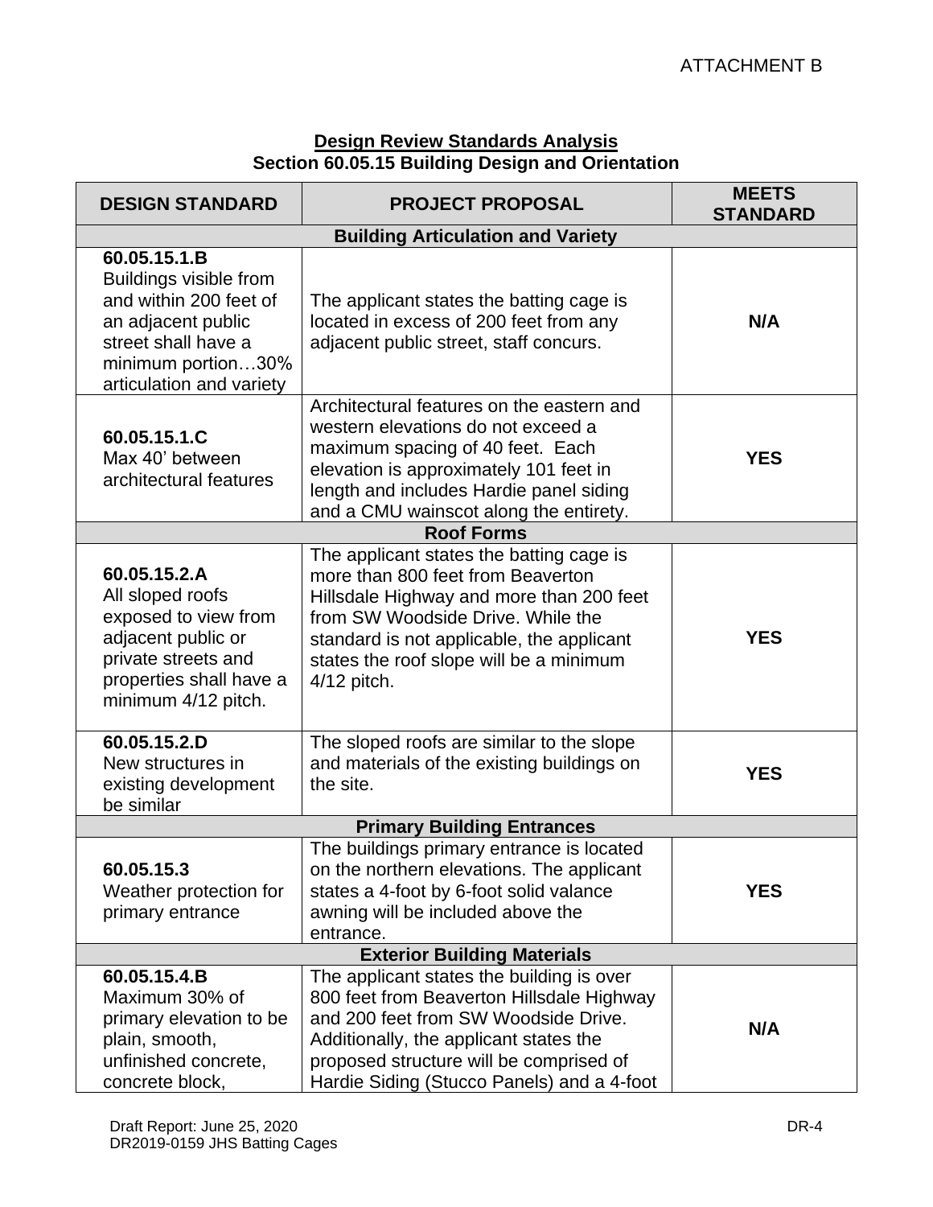ATTACHMENT B

**Design Review Standards Analysis**
**Section 60.05.15 Building Design and Orientation**

| DESIGN STANDARD | PROJECT PROPOSAL | MEETS STANDARD |
|---|---|---|
| **Building Articulation and Variety** | | |
| **60.05.15.1.B** Buildings visible from and within 200 feet of an adjacent public street shall have a minimum portion…30% articulation and variety | The applicant states the batting cage is located in excess of 200 feet from any adjacent public street, staff concurs. | **N/A** |
| **60.05.15.1.C** Max 40' between architectural features | Architectural features on the eastern and western elevations do not exceed a maximum spacing of 40 feet. Each elevation is approximately 101 feet in length and includes Hardie panel siding and a CMU wainscot along the entirety. | **YES** |
| **Roof Forms** | | |
| **60.05.15.2.A** All sloped roofs exposed to view from adjacent public or private streets and properties shall have a minimum 4/12 pitch. | The applicant states the batting cage is more than 800 feet from Beaverton Hillsdale Highway and more than 200 feet from SW Woodside Drive. While the standard is not applicable, the applicant states the roof slope will be a minimum 4/12 pitch. | **YES** |
| **60.05.15.2.D** New structures in existing development be similar | The sloped roofs are similar to the slope and materials of the existing buildings on the site. | **YES** |
| **Primary Building Entrances** | | |
| **60.05.15.3** Weather protection for primary entrance | The buildings primary entrance is located on the northern elevations. The applicant states a 4-foot by 6-foot solid valance awning will be included above the entrance. | **YES** |
| **Exterior Building Materials** | | |
| **60.05.15.4.B** Maximum 30% of primary elevation to be plain, smooth, unfinished concrete, concrete block, | The applicant states the building is over 800 feet from Beaverton Hillsdale Highway and 200 feet from SW Woodside Drive. Additionally, the applicant states the proposed structure will be comprised of Hardie Siding (Stucco Panels) and a 4-foot | **N/A** |

Draft Report: June 25, 2020
DR2019-0159 JHS Batting Cages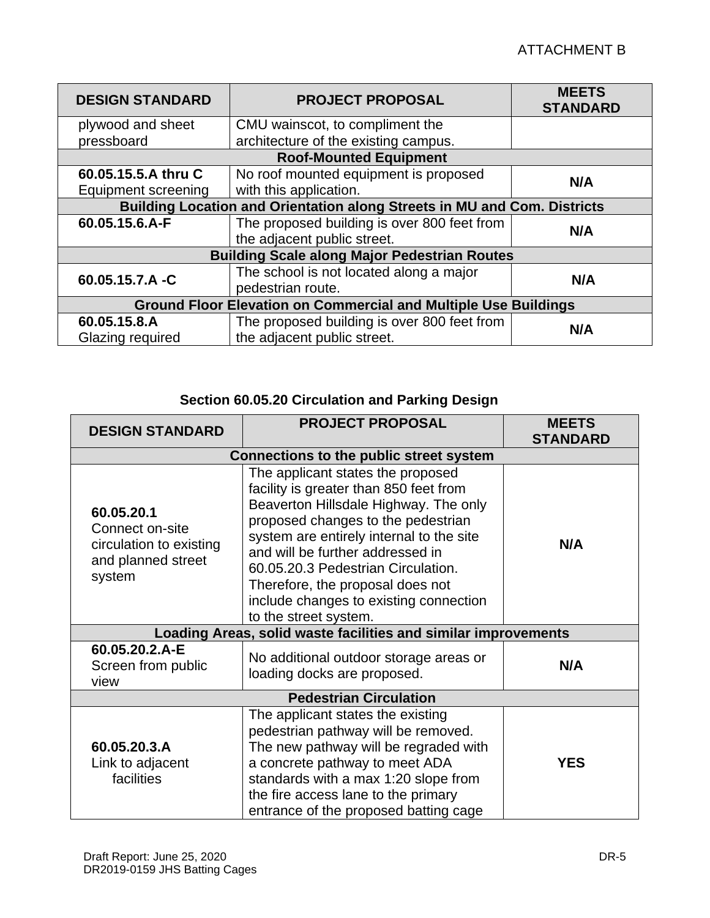| DESIGN STANDARD | PROJECT PROPOSAL | MEETS STANDARD |
|---|---|---|
| plywood and sheet pressboard | CMU wainscot, to compliment the architecture of the existing campus. | |
| **Roof-Mounted Equipment** | | |
| **60.05.15.5.A thru C** Equipment screening | No roof mounted equipment is proposed with this application. | **N/A** |
| **Building Location and Orientation along Streets in MU and Com. Districts** | | |
| **60.05.15.6.A-F** | The proposed building is over 800 feet from the adjacent public street. | **N/A** |
| **Building Scale along Major Pedestrian Routes** | | |
| **60.05.15.7.A -C** | The school is not located along a major pedestrian route. | **N/A** |
| **Ground Floor Elevation on Commercial and Multiple Use Buildings** | | |
| **60.05.15.8.A** Glazing required | The proposed building is over 800 feet from the adjacent public street. | **N/A** |

### Section 60.05.20 Circulation and Parking Design

| DESIGN STANDARD | PROJECT PROPOSAL | MEETS STANDARD |
|---|---|---|
| **Connections to the public street system** | | |
| **60.05.20.1** Connect on-site circulation to existing and planned street system | The applicant states the proposed facility is greater than 850 feet from Beaverton Hillsdale Highway. The only proposed changes to the pedestrian system are entirely internal to the site and will be further addressed in 60.05.20.3 Pedestrian Circulation. Therefore, the proposal does not include changes to existing connection to the street system. | **N/A** |
| **Loading Areas, solid waste facilities and similar improvements** | | |
| **60.05.20.2.A-E** Screen from public view | No additional outdoor storage areas or loading docks are proposed. | **N/A** |
| **Pedestrian Circulation** | | |
| **60.05.20.3.A** Link to adjacent facilities | The applicant states the existing pedestrian pathway will be removed. The new pathway will be regraded with a concrete pathway to meet ADA standards with a max 1:20 slope from the fire access lane to the primary entrance of the proposed batting cage | **YES** |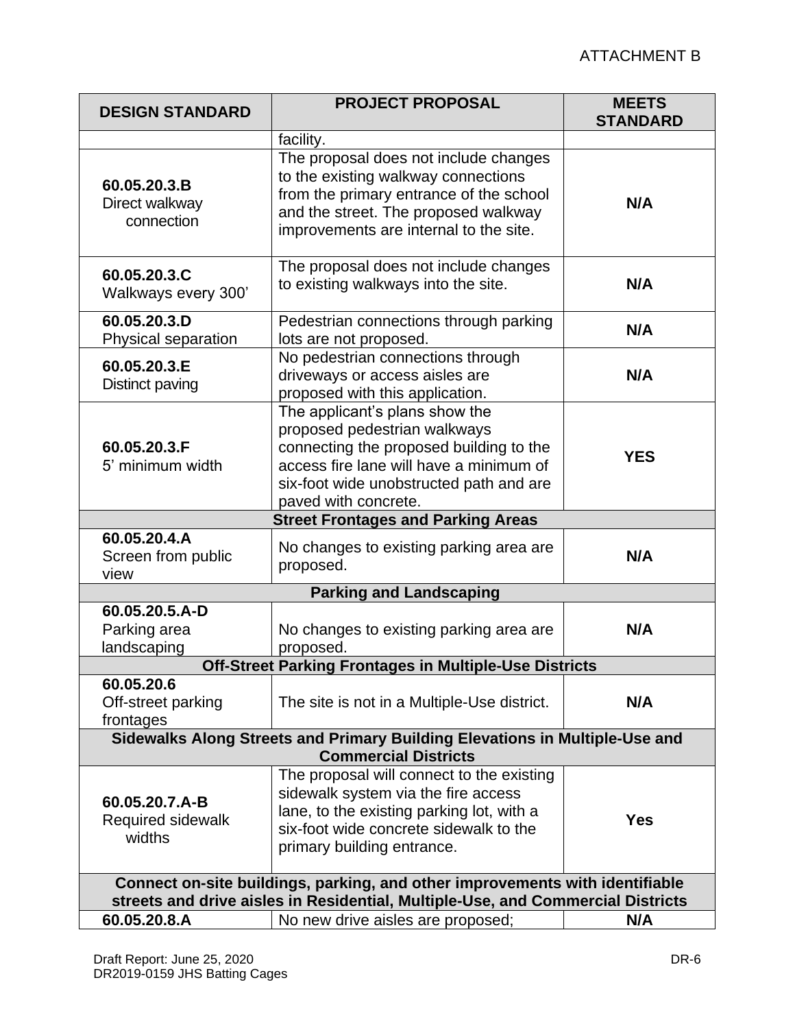ATTACHMENT B

| DESIGN STANDARD | PROJECT PROPOSAL | MEETS STANDARD |
|---|---|---|
| | facility. | |
| **60.05.20.3.B** Direct walkway connection | The proposal does not include changes to the existing walkway connections from the primary entrance of the school and the street. The proposed walkway improvements are internal to the site. | **N/A** |
| **60.05.20.3.C** Walkways every 300' | The proposal does not include changes to existing walkways into the site. | **N/A** |
| **60.05.20.3.D** Physical separation | Pedestrian connections through parking lots are not proposed. | **N/A** |
| **60.05.20.3.E** Distinct paving | No pedestrian connections through driveways or access aisles are proposed with this application. | **N/A** |
| **60.05.20.3.F** 5' minimum width | The applicant's plans show the proposed pedestrian walkways connecting the proposed building to the access fire lane will have a minimum of six-foot wide unobstructed path and are paved with concrete. | **YES** |
| **Street Frontages and Parking Areas** | | |
| **60.05.20.4.A** Screen from public view | No changes to existing parking area are proposed. | **N/A** |
| **Parking and Landscaping** | | |
| **60.05.20.5.A-D** Parking area landscaping | No changes to existing parking area are proposed. | **N/A** |
| **Off-Street Parking Frontages in Multiple-Use Districts** | | |
| **60.05.20.6** Off-street parking frontages | The site is not in a Multiple-Use district. | **N/A** |
| **Sidewalks Along Streets and Primary Building Elevations in Multiple-Use and Commercial Districts** | | |
| **60.05.20.7.A-B** Required sidewalk widths | The proposal will connect to the existing sidewalk system via the fire access lane, to the existing parking lot, with a six-foot wide concrete sidewalk to the primary building entrance. | **Yes** |
| **Connect on-site buildings, parking, and other improvements with identifiable streets and drive aisles in Residential, Multiple-Use, and Commercial Districts** | | |
| **60.05.20.8.A** | No new drive aisles are proposed; | **N/A** |

Draft Report: June 25, 2020
DR2019-0159 JHS Batting Cages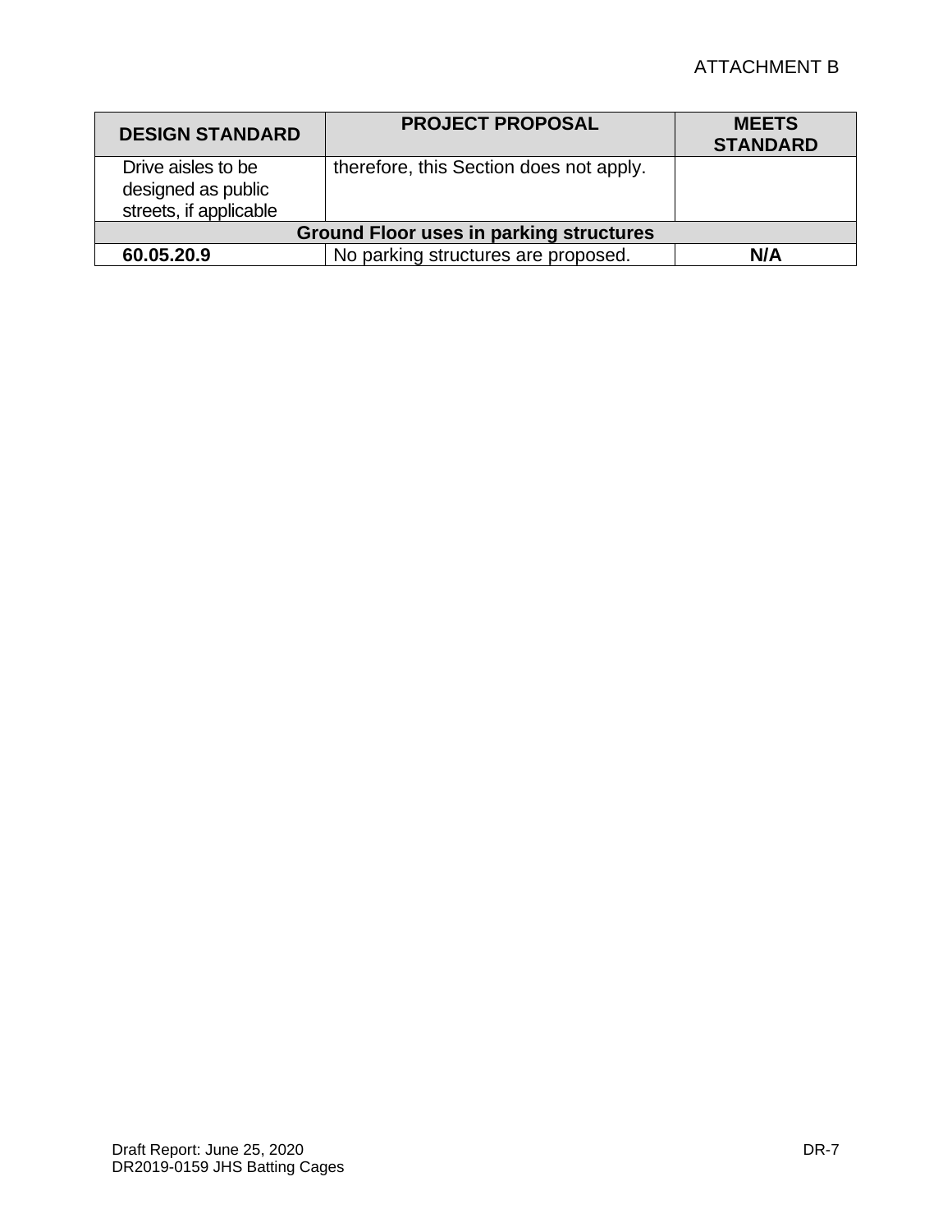| DESIGN STANDARD | PROJECT PROPOSAL | MEETS STANDARD |
|---|---|---|
| Drive aisles to be designed as public streets, if applicable | therefore, this Section does not apply. | |
| **Ground Floor uses in parking structures** | | |
| **60.05.20.9** | No parking structures are proposed. | **N/A** |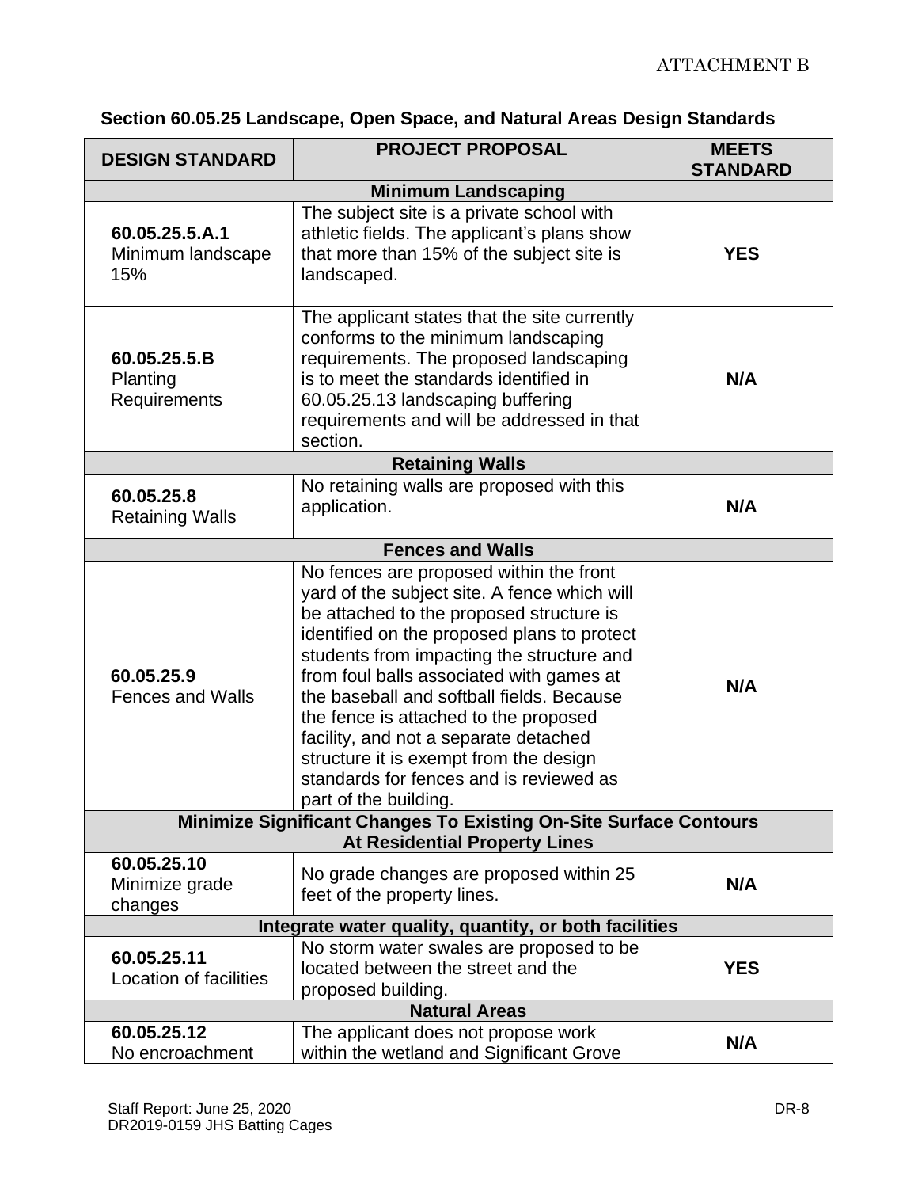### Section 60.05.25 Landscape, Open Space, and Natural Areas Design Standards

| DESIGN STANDARD | PROJECT PROPOSAL | MEETS STANDARD |
|---|---|---|
| **Minimum Landscaping** | | |
| **60.05.25.5.A.1** Minimum landscape 15% | The subject site is a private school with athletic fields. The applicant's plans show that more than 15% of the subject site is landscaped. | **YES** |
| **60.05.25.5.B** Planting Requirements | The applicant states that the site currently conforms to the minimum landscaping requirements. The proposed landscaping is to meet the standards identified in 60.05.25.13 landscaping buffering requirements and will be addressed in that section. | **N/A** |
| **Retaining Walls** | | |
| **60.05.25.8** Retaining Walls | No retaining walls are proposed with this application. | **N/A** |
| **Fences and Walls** | | |
| **60.05.25.9** Fences and Walls | No fences are proposed within the front yard of the subject site. A fence which will be attached to the proposed structure is identified on the proposed plans to protect students from impacting the structure and from foul balls associated with games at the baseball and softball fields. Because the fence is attached to the proposed facility, and not a separate detached structure it is exempt from the design standards for fences and is reviewed as part of the building. | **N/A** |
| **Minimize Significant Changes To Existing On-Site Surface Contours At Residential Property Lines** | | |
| **60.05.25.10** Minimize grade changes | No grade changes are proposed within 25 feet of the property lines. | **N/A** |
| **Integrate water quality, quantity, or both facilities** | | |
| **60.05.25.11** Location of facilities | No storm water swales are proposed to be located between the street and the proposed building. | **YES** |
| **Natural Areas** | | |
| **60.05.25.12** No encroachment | The applicant does not propose work within the wetland and Significant Grove | **N/A** |

Staff Report: June 25, 2020
DR2019-0159 JHS Batting Cages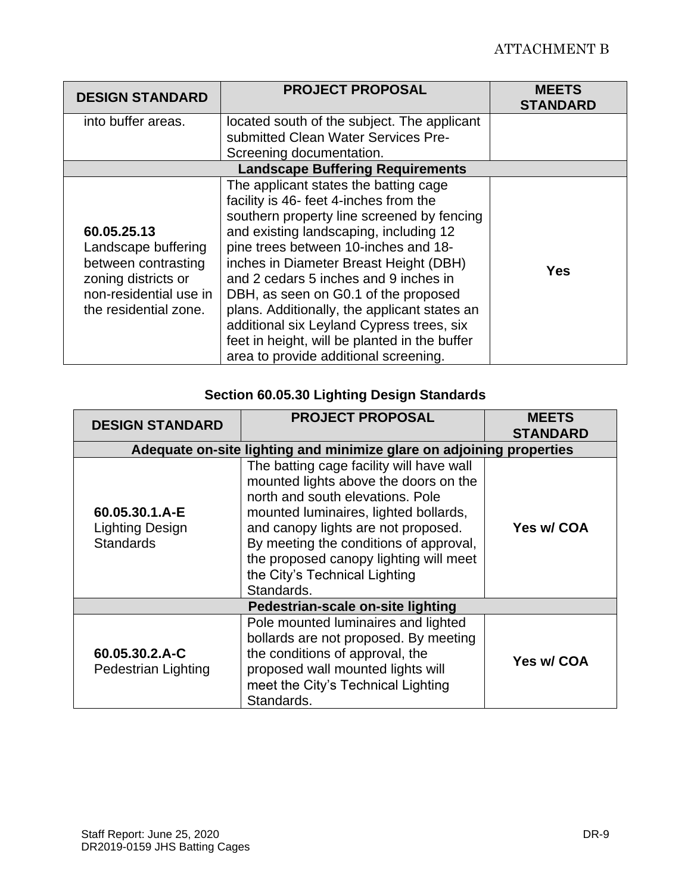ATTACHMENT B

| DESIGN STANDARD | PROJECT PROPOSAL | MEETS STANDARD |
|---|---|---|
| into buffer areas. | located south of the subject. The applicant submitted Clean Water Services Pre-Screening documentation. | |
| **Landscape Buffering Requirements** | | |
| **60.05.25.13** Landscape buffering between contrasting zoning districts or non-residential use in the residential zone. | The applicant states the batting cage facility is 46- feet 4-inches from the southern property line screened by fencing and existing landscaping, including 12 pine trees between 10-inches and 18-inches in Diameter Breast Height (DBH) and 2 cedars 5 inches and 9 inches in DBH, as seen on G0.1 of the proposed plans. Additionally, the applicant states an additional six Leyland Cypress trees, six feet in height, will be planted in the buffer area to provide additional screening. | **Yes** |

### Section 60.05.30 Lighting Design Standards

| DESIGN STANDARD | PROJECT PROPOSAL | MEETS STANDARD |
|---|---|---|
| **Adequate on-site lighting and minimize glare on adjoining properties** | | |
| **60.05.30.1.A-E** Lighting Design Standards | The batting cage facility will have wall mounted lights above the doors on the north and south elevations. Pole mounted luminaires, lighted bollards, and canopy lights are not proposed. By meeting the conditions of approval, the proposed canopy lighting will meet the City's Technical Lighting Standards. | **Yes w/ COA** |
| **Pedestrian-scale on-site lighting** | | |
| **60.05.30.2.A-C** Pedestrian Lighting | Pole mounted luminaires and lighted bollards are not proposed. By meeting the conditions of approval, the proposed wall mounted lights will meet the City's Technical Lighting Standards. | **Yes w/ COA** |

Staff Report: June 25, 2020
DR2019-0159 JHS Batting Cages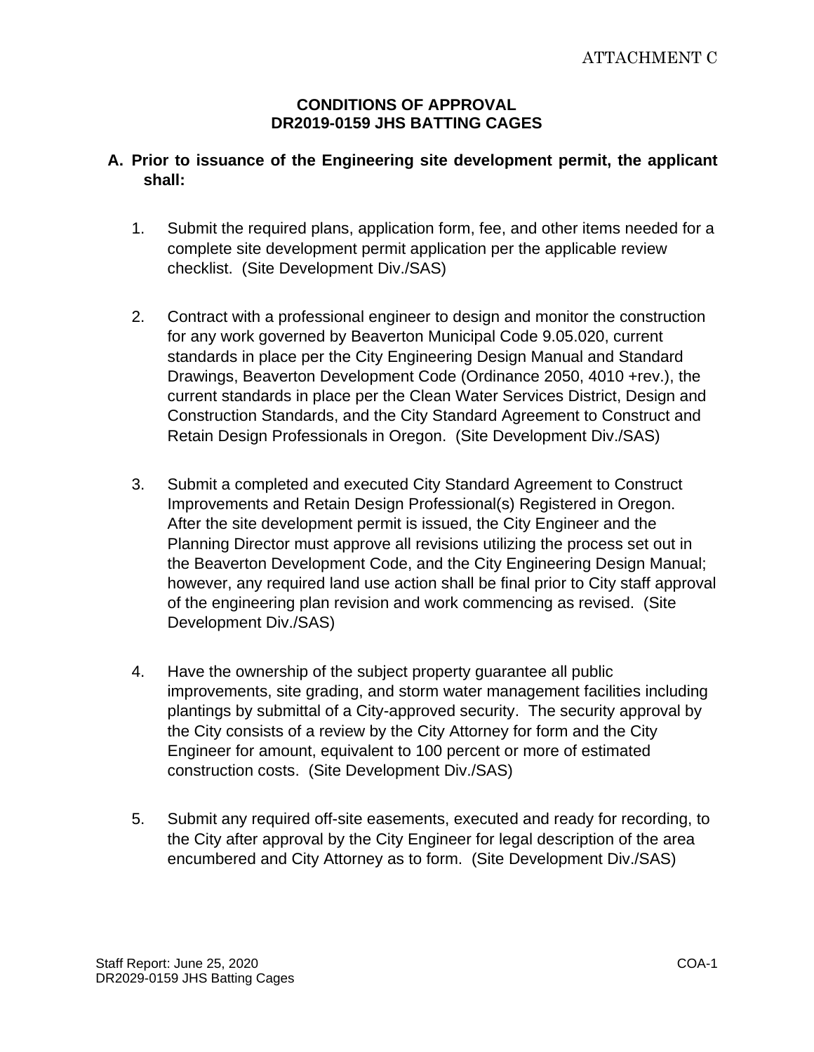# CONDITIONS OF APPROVAL
## DR2019-0159 JHS BATTING CAGES

**A. Prior to issuance of the Engineering site development permit, the applicant shall:**

1. Submit the required plans, application form, fee, and other items needed for a complete site development permit application per the applicable review checklist. (Site Development Div./SAS)

2. Contract with a professional engineer to design and monitor the construction for any work governed by Beaverton Municipal Code 9.05.020, current standards in place per the City Engineering Design Manual and Standard Drawings, Beaverton Development Code (Ordinance 2050, 4010 +rev.), the current standards in place per the Clean Water Services District, Design and Construction Standards, and the City Standard Agreement to Construct and Retain Design Professionals in Oregon. (Site Development Div./SAS)

3. Submit a completed and executed City Standard Agreement to Construct Improvements and Retain Design Professional(s) Registered in Oregon. After the site development permit is issued, the City Engineer and the Planning Director must approve all revisions utilizing the process set out in the Beaverton Development Code, and the City Engineering Design Manual; however, any required land use action shall be final prior to City staff approval of the engineering plan revision and work commencing as revised. (Site Development Div./SAS)

4. Have the ownership of the subject property guarantee all public improvements, site grading, and storm water management facilities including plantings by submittal of a City-approved security. The security approval by the City consists of a review by the City Attorney for form and the City Engineer for amount, equivalent to 100 percent or more of estimated construction costs. (Site Development Div./SAS)

5. Submit any required off-site easements, executed and ready for recording, to the City after approval by the City Engineer for legal description of the area encumbered and City Attorney as to form. (Site Development Div./SAS)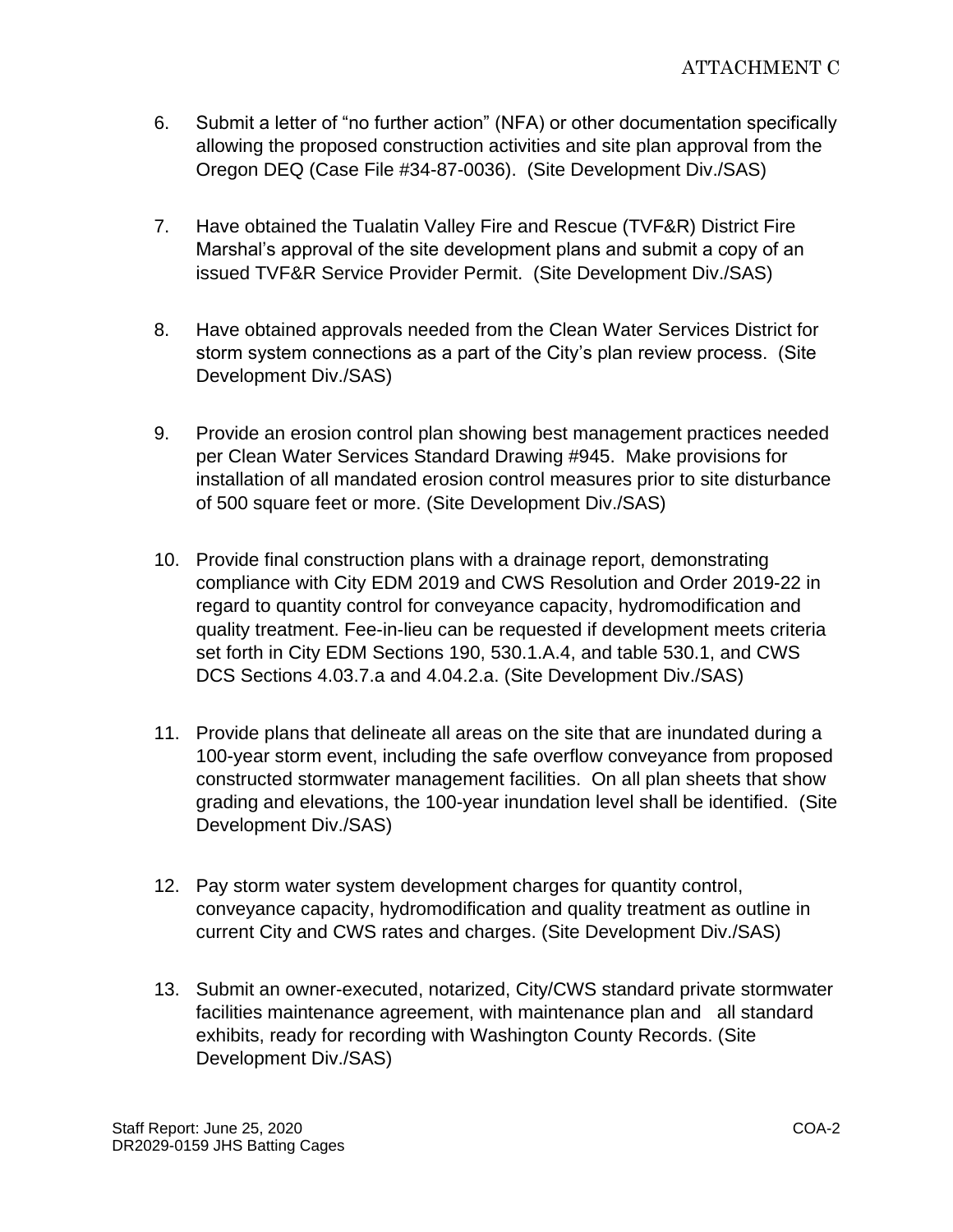6. Submit a letter of "no further action" (NFA) or other documentation specifically allowing the proposed construction activities and site plan approval from the Oregon DEQ (Case File #34-87-0036). (Site Development Div./SAS)

7. Have obtained the Tualatin Valley Fire and Rescue (TVF&R) District Fire Marshal's approval of the site development plans and submit a copy of an issued TVF&R Service Provider Permit. (Site Development Div./SAS)

8. Have obtained approvals needed from the Clean Water Services District for storm system connections as a part of the City's plan review process. (Site Development Div./SAS)

9. Provide an erosion control plan showing best management practices needed per Clean Water Services Standard Drawing #945. Make provisions for installation of all mandated erosion control measures prior to site disturbance of 500 square feet or more. (Site Development Div./SAS)

10. Provide final construction plans with a drainage report, demonstrating compliance with City EDM 2019 and CWS Resolution and Order 2019-22 in regard to quantity control for conveyance capacity, hydromodification and quality treatment. Fee-in-lieu can be requested if development meets criteria set forth in City EDM Sections 190, 530.1.A.4, and table 530.1, and CWS DCS Sections 4.03.7.a and 4.04.2.a. (Site Development Div./SAS)

11. Provide plans that delineate all areas on the site that are inundated during a 100-year storm event, including the safe overflow conveyance from proposed constructed stormwater management facilities. On all plan sheets that show grading and elevations, the 100-year inundation level shall be identified. (Site Development Div./SAS)

12. Pay storm water system development charges for quantity control, conveyance capacity, hydromodification and quality treatment as outline in current City and CWS rates and charges. (Site Development Div./SAS)

13. Submit an owner-executed, notarized, City/CWS standard private stormwater facilities maintenance agreement, with maintenance plan and all standard exhibits, ready for recording with Washington County Records. (Site Development Div./SAS)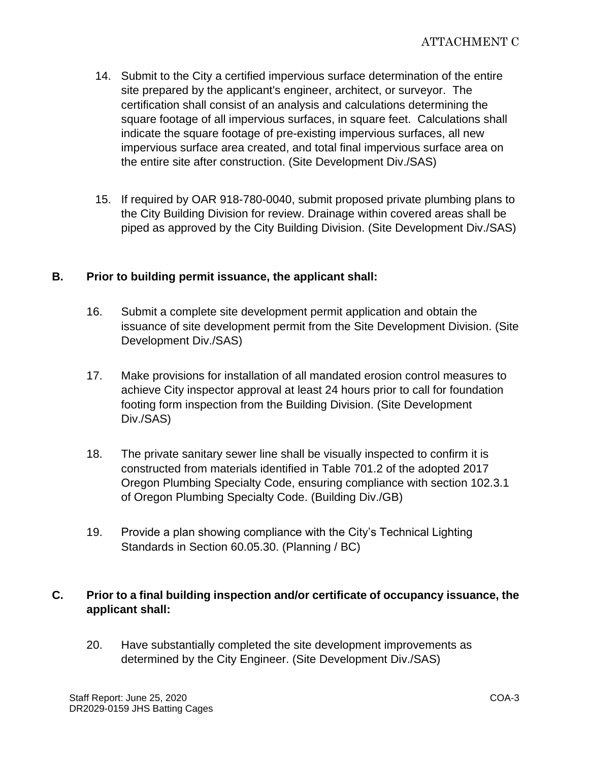14. Submit to the City a certified impervious surface determination of the entire site prepared by the applicant's engineer, architect, or surveyor. The certification shall consist of an analysis and calculations determining the square footage of all impervious surfaces, in square feet. Calculations shall indicate the square footage of pre-existing impervious surfaces, all new impervious surface area created, and total final impervious surface area on the entire site after construction. (Site Development Div./SAS)

15. If required by OAR 918-780-0040, submit proposed private plumbing plans to the City Building Division for review. Drainage within covered areas shall be piped as approved by the City Building Division. (Site Development Div./SAS)

**B. Prior to building permit issuance, the applicant shall:**

16. Submit a complete site development permit application and obtain the issuance of site development permit from the Site Development Division. (Site Development Div./SAS)

17. Make provisions for installation of all mandated erosion control measures to achieve City inspector approval at least 24 hours prior to call for foundation footing form inspection from the Building Division. (Site Development Div./SAS)

18. The private sanitary sewer line shall be visually inspected to confirm it is constructed from materials identified in Table 701.2 of the adopted 2017 Oregon Plumbing Specialty Code, ensuring compliance with section 102.3.1 of Oregon Plumbing Specialty Code. (Building Div./GB)

19. Provide a plan showing compliance with the City's Technical Lighting Standards in Section 60.05.30. (Planning / BC)

**C. Prior to a final building inspection and/or certificate of occupancy issuance, the applicant shall:**

20. Have substantially completed the site development improvements as determined by the City Engineer. (Site Development Div./SAS)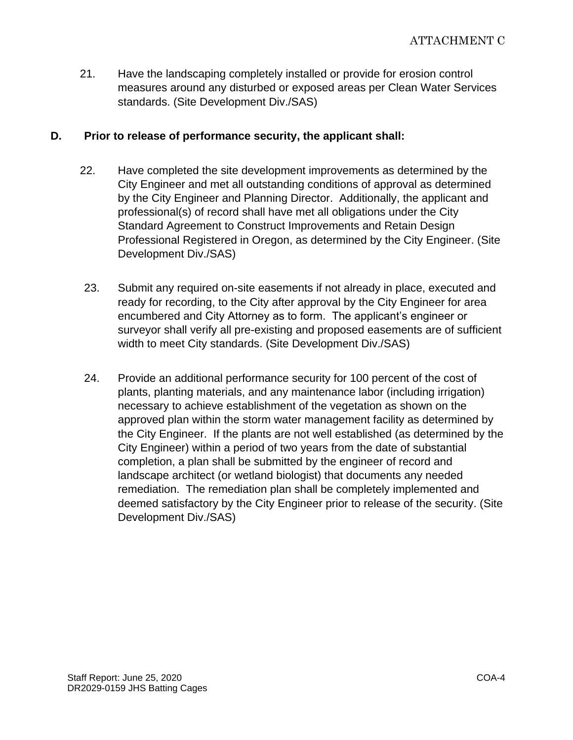21. Have the landscaping completely installed or provide for erosion control measures around any disturbed or exposed areas per Clean Water Services standards. (Site Development Div./SAS)

**D. Prior to release of performance security, the applicant shall:**

22. Have completed the site development improvements as determined by the City Engineer and met all outstanding conditions of approval as determined by the City Engineer and Planning Director. Additionally, the applicant and professional(s) of record shall have met all obligations under the City Standard Agreement to Construct Improvements and Retain Design Professional Registered in Oregon, as determined by the City Engineer. (Site Development Div./SAS)

23. Submit any required on-site easements if not already in place, executed and ready for recording, to the City after approval by the City Engineer for area encumbered and City Attorney as to form. The applicant's engineer or surveyor shall verify all pre-existing and proposed easements are of sufficient width to meet City standards. (Site Development Div./SAS)

24. Provide an additional performance security for 100 percent of the cost of plants, planting materials, and any maintenance labor (including irrigation) necessary to achieve establishment of the vegetation as shown on the approved plan within the storm water management facility as determined by the City Engineer. If the plants are not well established (as determined by the City Engineer) within a period of two years from the date of substantial completion, a plan shall be submitted by the engineer of record and landscape architect (or wetland biologist) that documents any needed remediation. The remediation plan shall be completely implemented and deemed satisfactory by the City Engineer prior to release of the security. (Site Development Div./SAS)